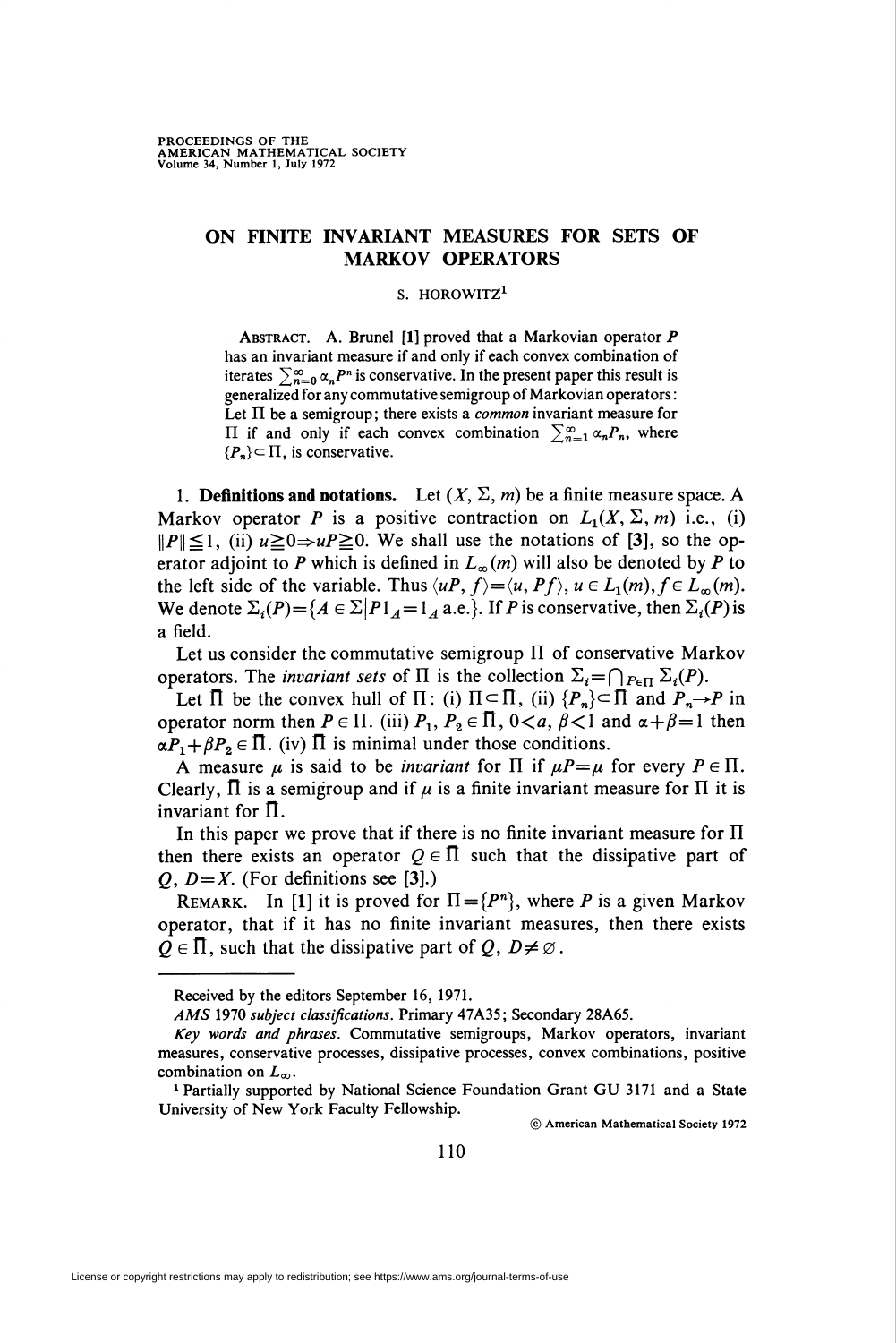# ON FINITE INVARIANT MEASURES FOR SETS OF MARKOV OPERATORS

S. HOROWITZ[1]

ABSTRACT. A. Brunel [1] proved that a Markovian operator $P$ has an invariant measure if and only if each convex combination of iterates $\sum_{n=0}^{\infty} \alpha_n P^n$ is conservative. In the present paper this result is generalized for any commutative semigroup of Markovian operators: Let $\Pi$ be a semigroup; there exists a *common* invariant measure for $\Pi$ if and only if each convex combination $\sum_{n=1}^{\infty} \alpha_n P_n$, where $\{P_n\} \subset \Pi$, is conservative.

1. **Definitions and notations.** Let $(X, \Sigma, m)$ be a finite measure space. A Markov operator $P$ is a positive contraction on $L_1(X, \Sigma, m)$ i.e., (i) $\|P\| \leqq 1$, (ii) $u \geqq 0 \Rightarrow uP \geqq 0$. We shall use the notations of [3], so the operator adjoint to $P$ which is defined in $L_\infty(m)$ will also be denoted by $P$ to the left side of the variable. Thus $\langle uP, f\rangle = \langle u, Pf\rangle$, $u \in L_1(m)$, $f \in L_\infty(m)$. We denote $\Sigma_i(P) = \{A \in \Sigma \mid P1_A = 1_A \text{ a.e.}\}$. If $P$ is conservative, then $\Sigma_i(P)$ is a field.

Let us consider the commutative semigroup $\Pi$ of conservative Markov operators. The *invariant sets* of $\Pi$ is the collection $\Sigma_i = \bigcap_{P \in \Pi} \Sigma_i(P)$.

Let $\bar{\Pi}$ be the convex hull of $\Pi$: (i) $\Pi \subset \bar{\Pi}$, (ii) $\{P_n\} \subset \bar{\Pi}$ and $P_n \to P$ in operator norm then $P \in \Pi$. (iii) $P_1, P_2 \in \bar{\Pi}$, $0 < a, \beta < 1$ and $\alpha + \beta = 1$ then $\alpha P_1 + \beta P_2 \in \bar{\Pi}$. (iv) $\bar{\Pi}$ is minimal under those conditions.

A measure $\mu$ is said to be *invariant* for $\Pi$ if $\mu P = \mu$ for every $P \in \Pi$. Clearly, $\bar{\Pi}$ is a semigroup and if $\mu$ is a finite invariant measure for $\Pi$ it is invariant for $\bar{\Pi}$.

In this paper we prove that if there is no finite invariant measure for $\Pi$ then there exists an operator $Q \in \bar{\Pi}$ such that the dissipative part of $Q$, $D = X$. (For definitions see [3].)

REMARK. In [1] it is proved for $\Pi = \{P^n\}$, where $P$ is a given Markov operator, that if it has no finite invariant measures, then there exists $Q \in \bar{\Pi}$, such that the dissipative part of $Q$, $D \neq \varnothing$.

---

Received by the editors September 16, 1971.

*AMS* 1970 *subject classifications*. Primary 47A35; Secondary 28A65.

*Key words and phrases*. Commutative semigroups, Markov operators, invariant measures, conservative processes, dissipative processes, convex combinations, positive combination on $L_\infty$.

[1] Partially supported by National Science Foundation Grant GU 3171 and a State University of New York Faculty Fellowship.

© American Mathematical Society 1972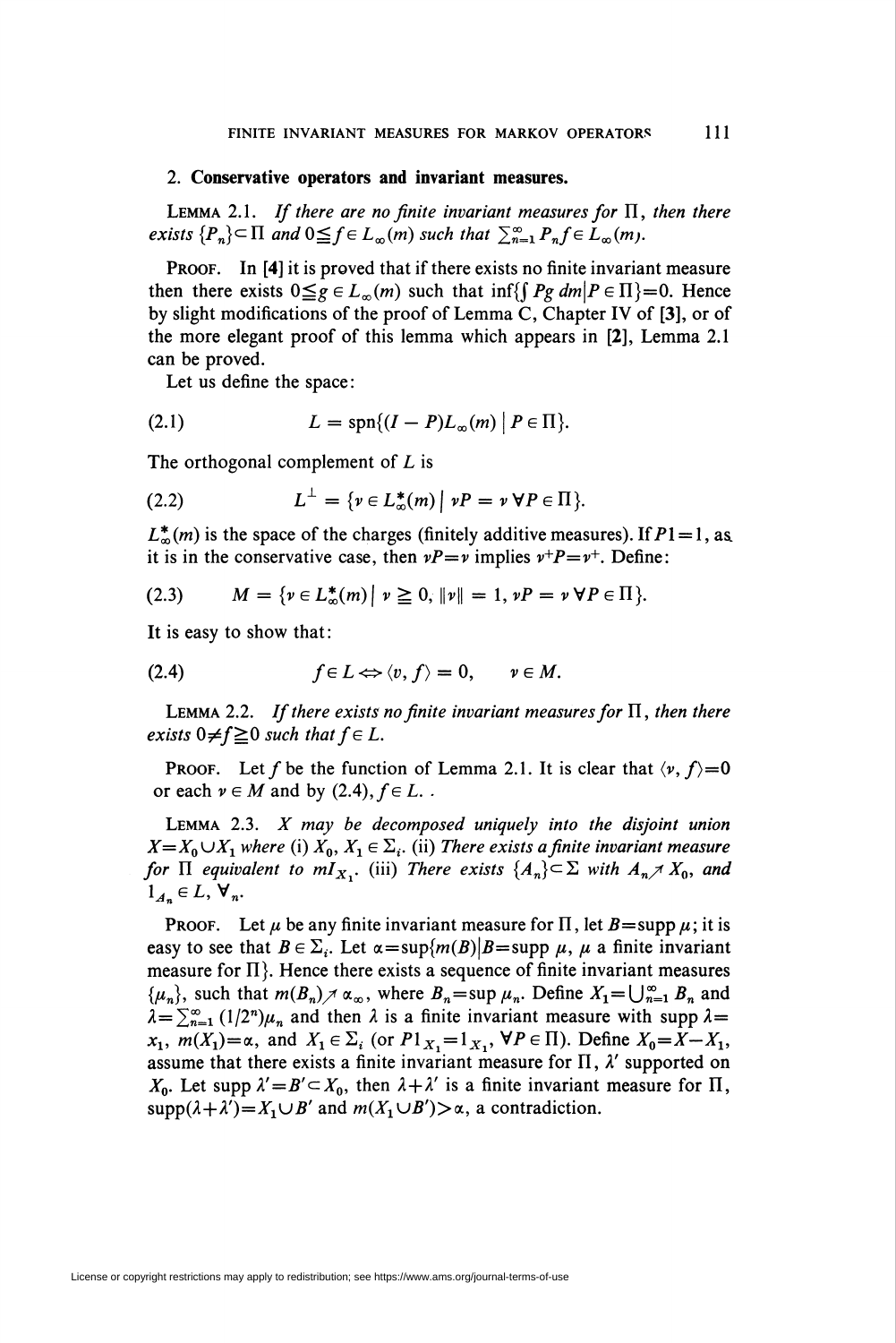## 2. Conservative operators and invariant measures.

LEMMA 2.1. *If there are no finite invariant measures for* $\Pi$, *then there exists* $\{P_n\} \subset \Pi$ *and* $0 \leqq f \in L_\infty(m)$ *such that* $\sum_{n=1}^\infty P_n f \in L_\infty(m)$.

PROOF. In [4] it is proved that if there exists no finite invariant measure then there exists $0 \leqq g \in L_\infty(m)$ such that $\inf\{\int Pg\,dm \mid P \in \Pi\} = 0$. Hence by slight modifications of the proof of Lemma C, Chapter IV of [3], or of the more elegant proof of this lemma which appears in [2], Lemma 2.1 can be proved.

Let us define the space:

$$L = \operatorname{spn}\{(I - P)L_\infty(m) \mid P \in \Pi\}. \tag{2.1}$$

The orthogonal complement of $L$ is

$$L^\perp = \{\nu \in L_\infty^*(m) \mid \nu P = \nu\ \forall P \in \Pi\}. \tag{2.2}$$

$L_\infty^*(m)$ is the space of the charges (finitely additive measures). If $P1 = 1$, as it is in the conservative case, then $\nu P = \nu$ implies $\nu^+ P = \nu^+$. Define:

$$M = \{\nu \in L_\infty^*(m) \mid \nu \geqq 0,\ \|\nu\| = 1,\ \nu P = \nu\ \forall P \in \Pi\}. \tag{2.3}$$

It is easy to show that:

$$f \in L \Leftrightarrow \langle v, f\rangle = 0, \qquad \nu \in M. \tag{2.4}$$

LEMMA 2.2. *If there exists no finite invariant measures for* $\Pi$, *then there exists* $0 \neq f \geqq 0$ *such that* $f \in L$.

PROOF. Let $f$ be the function of Lemma 2.1. It is clear that $\langle \nu, f\rangle = 0$ or each $\nu \in M$ and by (2.4), $f \in L$.

LEMMA 2.3. *$X$ may be decomposed uniquely into the disjoint union* $X = X_0 \cup X_1$ *where* (i) $X_0, X_1 \in \Sigma_i$. (ii) *There exists a finite invariant measure for* $\Pi$ *equivalent to* $mI_{X_1}$. (iii) *There exists* $\{A_n\} \subset \Sigma$ *with* $A_n \nearrow X_0$, *and* $1_{A_n} \in L$, $\forall_n$.

PROOF. Let $\mu$ be any finite invariant measure for $\Pi$, let $B = \operatorname{supp} \mu$; it is easy to see that $B \in \Sigma_i$. Let $\alpha = \sup\{m(B) \mid B = \operatorname{supp} \mu,\ \mu$ a finite invariant measure for $\Pi\}$. Hence there exists a sequence of finite invariant measures $\{\mu_n\}$, such that $m(B_n) \nearrow \alpha_\infty$, where $B_n = \sup \mu_n$. Define $X_1 = \bigcup_{n=1}^\infty B_n$ and $\lambda = \sum_{n=1}^\infty (1/2^n)\mu_n$ and then $\lambda$ is a finite invariant measure with supp $\lambda = x_1$, $m(X_1) = \alpha$, and $X_1 \in \Sigma_i$ (or $P1_{X_1} = 1_{X_1}$, $\forall P \in \Pi$). Define $X_0 = X - X_1$, assume that there exists a finite invariant measure for $\Pi$, $\lambda'$ supported on $X_0$. Let supp $\lambda' = B' \subset X_0$, then $\lambda + \lambda'$ is a finite invariant measure for $\Pi$, $\operatorname{supp}(\lambda + \lambda') = X_1 \cup B'$ and $m(X_1 \cup B') > \alpha$, a contradiction.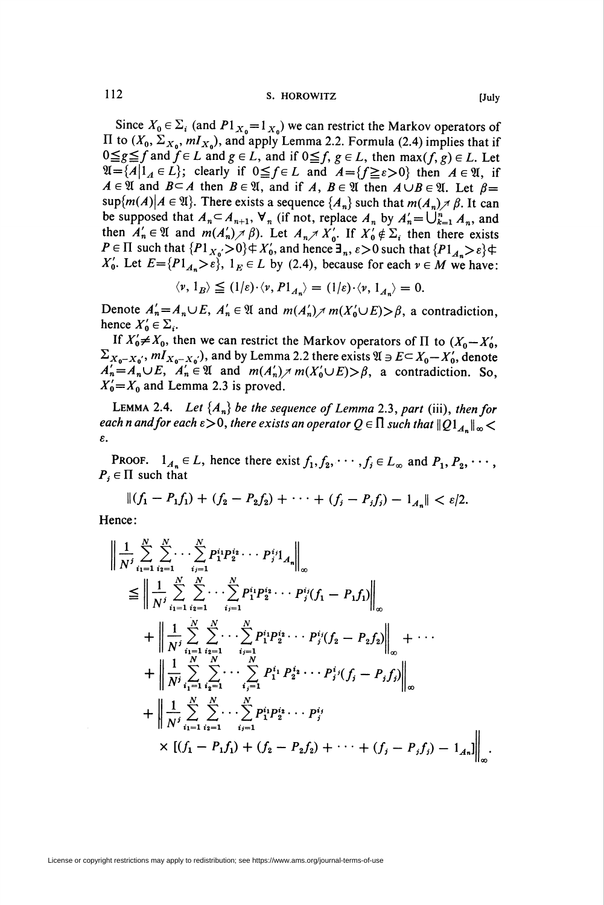Since $X_0 \in \Sigma_i$ (and $P1_{X_0} = 1_{X_0}$) we can restrict the Markov operators of $\Pi$ to $(X_0, \Sigma_{X_0}, mI_{X_0})$, and apply Lemma 2.2. Formula (2.4) implies that if $0 \leqq g \leqq f$ and $f \in L$ and $g \in L$, and if $0 \leqq f$, $g \in L$, then $\max(f, g) \in L$. Let $\mathfrak{A} = \{A \mid 1_A \in L\}$; clearly if $0 \leqq f \in L$ and $A = \{f \geqq \varepsilon > 0\}$ then $A \in \mathfrak{A}$, if $A \in \mathfrak{A}$ and $B \subset A$ then $B \in \mathfrak{A}$, and if $A$, $B \in \mathfrak{A}$ then $A \cup B \in \mathfrak{A}$. Let $\beta = \sup\{m(A) \mid A \in \mathfrak{A}\}$. There exists a sequence $\{A_n\}$ such that $m(A_n) \nearrow \beta$. It can be supposed that $A_n \subset A_{n+1}$, $\forall_n$ (if not, replace $A_n$ by $A_n' = \bigcup_{k=1}^n A_n$, and then $A_n' \in \mathfrak{A}$ and $m(A_n') \nearrow \beta$). Let $A_n \nearrow X_0'$. If $X_0' \notin \Sigma_i$ then there exists $P \in \Pi$ such that $\{P1_{X_0'} > 0\} \not\subset X_0'$, and hence $\exists_n$, $\varepsilon > 0$ such that $\{P1_{A_n} > \varepsilon\} \not\subset X_0'$. Let $E = \{P1_{A_n} > \varepsilon\}$, $1_E \in L$ by (2.4), because for each $\nu \in M$ we have:

$$\langle \nu, 1_B \rangle \leqq (1/\varepsilon) \cdot \langle \nu, P1_{A_n} \rangle = (1/\varepsilon) \cdot \langle \nu, 1_{A_n} \rangle = 0.$$

Denote $A_n' = A_n \cup E$, $A_n' \in \mathfrak{A}$ and $m(A_n') \nearrow m(X_0' \cup E) > \beta$, a contradiction, hence $X_0' \in \Sigma_i$.

If $X_0' \neq X_0$, then we can restrict the Markov operators of $\Pi$ to $(X_0 - X_0',\ \Sigma_{X_0 - X_0'},\ mI_{X_0 - X_0'})$, and by Lemma 2.2 there exists $\mathfrak{A} \ni E \subset X_0 - X_0'$, denote $A_n' = A_n \cup E$, $A_n' \in \mathfrak{A}$ and $m(A_n') \nearrow m(X_0' \cup E) > \beta$, a contradiction. So, $X_0' = X_0$ and Lemma 2.3 is proved.

Lemma 2.4. *Let $\{A_n\}$ be the sequence of Lemma* 2.3, *part* (iii), *then for each $n$ and for each $\varepsilon > 0$, there exists an operator $Q \in \Pi$ such that $\|Q1_{A_n}\|_\infty < \varepsilon$.*

Proof. $1_{A_n} \in L$, hence there exist $f_1, f_2, \cdots, f_j \in L_\infty$ and $P_1, P_2, \cdots, P_j \in \Pi$ such that

$$\|(f_1 - P_1 f_1) + (f_2 - P_2 f_2) + \cdots + (f_j - P_j f_j) - 1_{A_n}\| < \varepsilon/2.$$

Hence:

$$
\begin{aligned}
&\left\| \frac{1}{N^j} \sum_{i_1=1}^{N} \sum_{i_2=1}^{N} \cdots \sum_{i_j=1}^{N} P_1^{i_1} P_2^{i_2} \cdots P_j^{i_j} 1_{A_n} \right\|_\infty \\
&\leqq \left\| \frac{1}{N^j} \sum_{i_1=1}^{N} \sum_{i_2=1}^{N} \cdots \sum_{i_j=1}^{N} P_1^{i_1} P_2^{i_2} \cdots P_j^{i_j} (f_1 - P_1 f_1) \right\|_\infty \\
&\quad + \left\| \frac{1}{N^j} \sum_{i_1=1}^{N} \sum_{i_2=1}^{N} \cdots \sum_{i_j=1}^{N} P_1^{i_1} P_2^{i_2} \cdots P_j^{i_j} (f_2 - P_2 f_2) \right\|_\infty + \cdots \\
&\quad + \left\| \frac{1}{N^j} \sum_{i_1=1}^{N} \sum_{i_2=1}^{N} \cdots \sum_{i_j=1}^{N} P_1^{i_1} P_2^{i_2} \cdots P_j^{i_j} (f_j - P_j f_j) \right\|_\infty \\
&\quad + \left\| \frac{1}{N^j} \sum_{i_1=1}^{N} \sum_{i_2=1}^{N} \cdots \sum_{i_j=1}^{N} P_1^{i_1} P_2^{i_2} \cdots P_j^{i_j} \right. \\
&\qquad \left. \times [(f_1 - P_1 f_1) + (f_2 - P_2 f_2) + \cdots + (f_j - P_j f_j) - 1_{A_n}] \right\|_\infty .
\end{aligned}
$$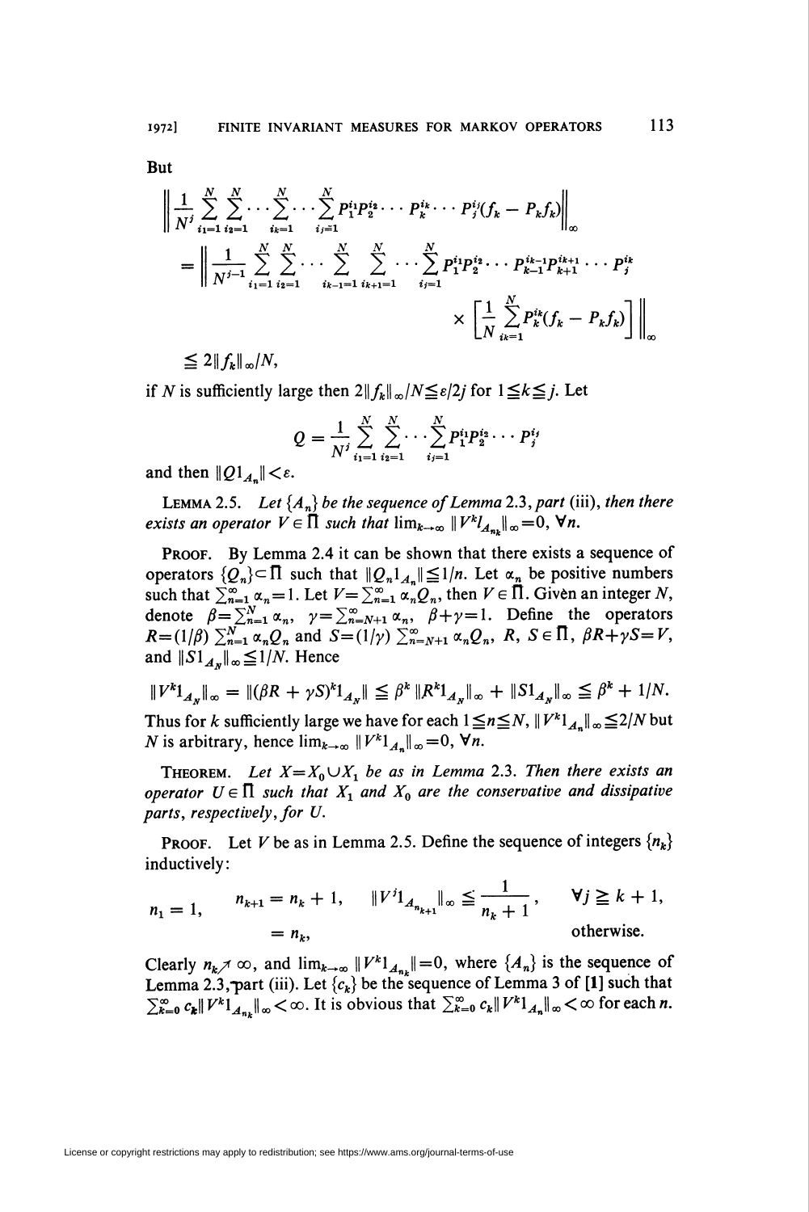But

$$\left\| \frac{1}{N^j} \sum_{i_1=1}^{N} \sum_{i_2=1}^{N} \cdots \sum_{i_k=1}^{N} \cdots \sum_{i_j=1}^{N} P_1^{i_1} P_2^{i_2} \cdots P_k^{i_k} \cdots P_j^{i_j} (f_k - P_k f_k) \right\|_\infty$$

$$= \left\| \frac{1}{N^{j-1}} \sum_{i_1=1}^{N} \sum_{i_2=1}^{N} \cdots \sum_{i_{k-1}=1}^{N} \sum_{i_{k+1}=1}^{N} \cdots \sum_{i_j=1}^{N} P_1^{i_1} P_2^{i_2} \cdots P_{k-1}^{i_{k-1}} P_{k+1}^{i_{k+1}} \cdots P_j^{i_k} \times \left[ \frac{1}{N} \sum_{i_k=1}^{N} P_k^{i_k} (f_k - P_k f_k) \right] \right\|_\infty$$

$$\leqq 2\|f_k\|_\infty / N,$$

if $N$ is sufficiently large then $2\|f_k\|_\infty/N \leqq \varepsilon/2j$ for $1 \leqq k \leqq j$. Let

$$Q = \frac{1}{N^j} \sum_{i_1=1}^{N} \sum_{i_2=1}^{N} \cdots \sum_{i_j=1}^{N} P_1^{i_1} P_2^{i_2} \cdots P_j^{i_j}$$

and then $\|Q 1_{A_n}\| < \varepsilon$.

**Lemma 2.5.** *Let $\{A_n\}$ be the sequence of Lemma 2.3, part (iii), then there exists an operator $V \in \Pi$ such that $\lim_{k\to\infty} \|V^k l_{A_{n_k}}\|_\infty = 0$, $\forall n$.*

**Proof.** By Lemma 2.4 it can be shown that there exists a sequence of operators $\{Q_n\} \subset \Pi$ such that $\|Q_n 1_{A_n}\| \leqq 1/n$. Let $\alpha_n$ be positive numbers such that $\sum_{n=1}^{\infty} \alpha_n = 1$. Let $V = \sum_{n=1}^{\infty} \alpha_n Q_n$, then $V \in \Pi$. Given an integer $N$, denote $\beta = \sum_{n=1}^{N} \alpha_n$, $\gamma = \sum_{n=N+1}^{\infty} \alpha_n$, $\beta + \gamma = 1$. Define the operators $R = (1/\beta) \sum_{n=1}^{N} \alpha_n Q_n$ and $S = (1/\gamma) \sum_{n=N+1}^{\infty} \alpha_n Q_n$, $R, S \in \Pi$, $\beta R + \gamma S = V$, and $\|S 1_{A_N}\|_\infty \leqq 1/N$. Hence

$$\|V^k 1_{A_N}\|_\infty = \|(\beta R + \gamma S)^k 1_{A_N}\| \leqq \beta^k \|R^k 1_{A_N}\|_\infty + \|S 1_{A_N}\|_\infty \leqq \beta^k + 1/N.$$

Thus for $k$ sufficiently large we have for each $1 \leqq n \leqq N$, $\|V^k 1_{A_n}\|_\infty \leqq 2/N$ but $N$ is arbitrary, hence $\lim_{k\to\infty} \|V^k 1_{A_n}\|_\infty = 0$, $\forall n$.

**Theorem.** *Let $X = X_0 \cup X_1$ be as in Lemma 2.3. Then there exists an operator $U \in \Pi$ such that $X_1$ and $X_0$ are the conservative and dissipative parts, respectively, for $U$.*

**Proof.** Let $V$ be as in Lemma 2.5. Define the sequence of integers $\{n_k\}$ inductively:

$$n_1 = 1, \qquad \begin{aligned} n_{k+1} &= n_k + 1, \quad \|V^j 1_{A_{n_{k+1}}}\|_\infty \leqq \frac{1}{n_k + 1}, && \forall j \geqq k+1, \\ &= n_k, && \text{otherwise.} \end{aligned}$$

Clearly $n_k \nearrow \infty$, and $\lim_{k\to\infty} \|V^k 1_{A_{n_k}}\| = 0$, where $\{A_n\}$ is the sequence of Lemma 2.3, part (iii). Let $\{c_k\}$ be the sequence of Lemma 3 of **[1]** such that $\sum_{k=0}^{\infty} c_k \|V^k 1_{A_{n_k}}\|_\infty < \infty$. It is obvious that $\sum_{k=0}^{\infty} c_k \|V^k 1_{A_n}\|_\infty < \infty$ for each $n$.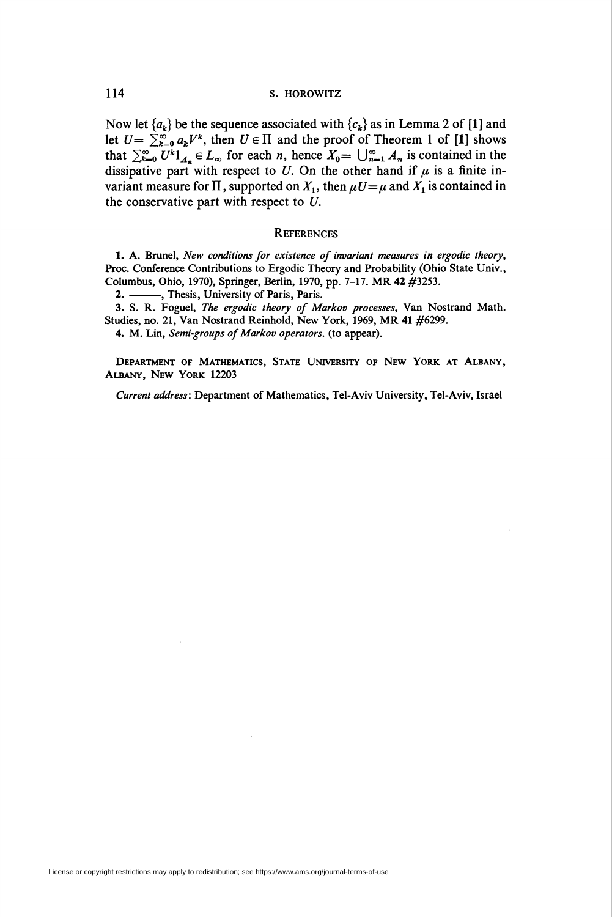Now let $\{a_k\}$ be the sequence associated with $\{c_k\}$ as in Lemma 2 of [**1**] and let $U = \sum_{k=0}^{\infty} a_k V^k$, then $U \in \Pi$ and the proof of Theorem 1 of [**1**] shows that $\sum_{k=0}^{\infty} U^k 1_{A_n} \in L_\infty$ for each $n$, hence $X_0 = \bigcup_{n=1}^{\infty} A_n$ is contained in the dissipative part with respect to $U$. On the other hand if $\mu$ is a finite invariant measure for $\Pi$, supported on $X_1$, then $\mu U = \mu$ and $X_1$ is contained in the conservative part with respect to $U$.

## References

**1.** A. Brunel, *New conditions for existence of invariant measures in ergodic theory*, Proc. Conference Contributions to Ergodic Theory and Probability (Ohio State Univ., Columbus, Ohio, 1970), Springer, Berlin, 1970, pp. 7–17. MR **42** #3253.

**2.** ———, Thesis, University of Paris, Paris.

**3.** S. R. Foguel, *The ergodic theory of Markov processes*, Van Nostrand Math. Studies, no. 21, Van Nostrand Reinhold, New York, 1969, MR **41** #6299.

**4.** M. Lin, *Semi-groups of Markov operators*. (to appear).

Department of Mathematics, State University of New York at Albany, Albany, New York 12203

*Current address*: Department of Mathematics, Tel-Aviv University, Tel-Aviv, Israel